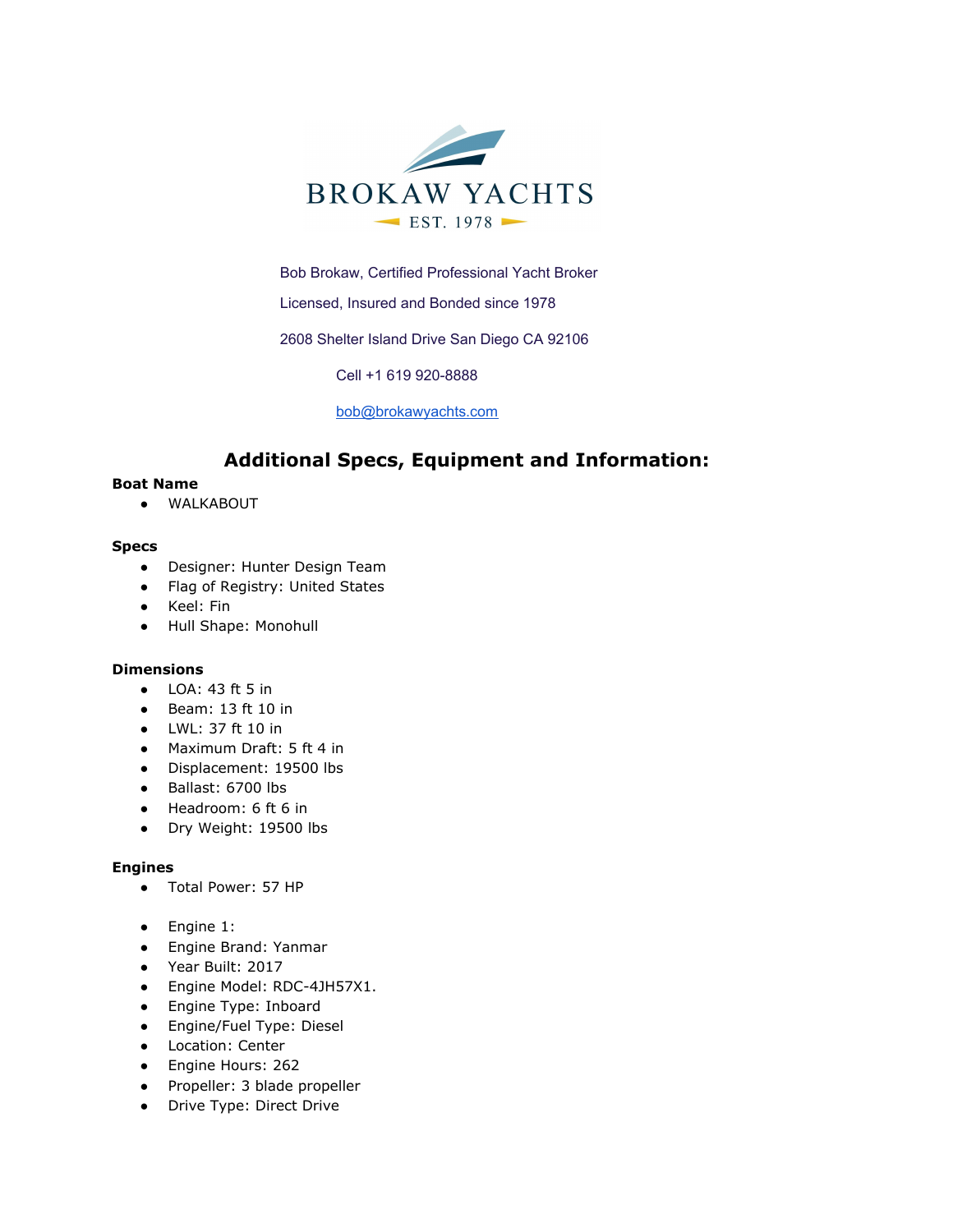BROKAW YACHTS

EST. 1978

Bob Brokaw, Certified Professional Yacht Broker

Licensed, Insured and Bonded since 1978

2608 Shelter Island Drive San Diego CA 92106

Cell +1 619 920-8888

bob@brokawyachts.com

## Additional Specs, Equipment and Information:

**Boat Name**

- WALKABOUT

**Specs**

- Designer: Hunter Design Team
- Flag of Registry: United States
- Keel: Fin
- Hull Shape: Monohull

**Dimensions**

- LOA: 43 ft 5 in
- Beam: 13 ft 10 in
- LWL: 37 ft 10 in
- Maximum Draft: 5 ft 4 in
- Displacement: 19500 lbs
- Ballast: 6700 lbs
- Headroom: 6 ft 6 in
- Dry Weight: 19500 lbs

**Engines**

- Total Power: 57 HP

- Engine 1:
- Engine Brand: Yanmar
- Year Built: 2017
- Engine Model: RDC-4JH57X1.
- Engine Type: Inboard
- Engine/Fuel Type: Diesel
- Location: Center
- Engine Hours: 262
- Propeller: 3 blade propeller
- Drive Type: Direct Drive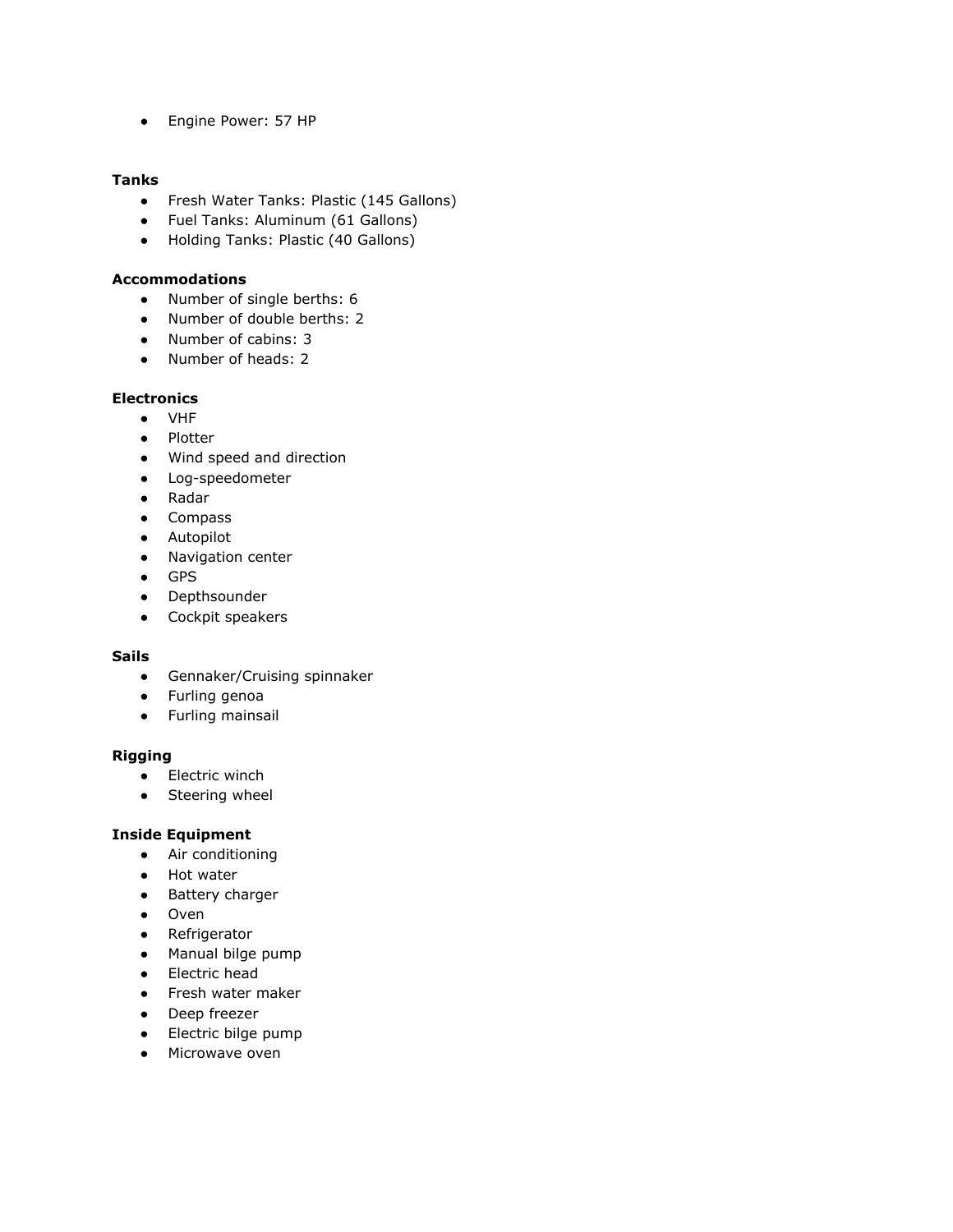- Engine Power: 57 HP

**Tanks**

- Fresh Water Tanks: Plastic (145 Gallons)
- Fuel Tanks: Aluminum (61 Gallons)
- Holding Tanks: Plastic (40 Gallons)

**Accommodations**

- Number of single berths: 6
- Number of double berths: 2
- Number of cabins: 3
- Number of heads: 2

**Electronics**

- VHF
- Plotter
- Wind speed and direction
- Log-speedometer
- Radar
- Compass
- Autopilot
- Navigation center
- GPS
- Depthsounder
- Cockpit speakers

**Sails**

- Gennaker/Cruising spinnaker
- Furling genoa
- Furling mainsail

**Rigging**

- Electric winch
- Steering wheel

**Inside Equipment**

- Air conditioning
- Hot water
- Battery charger
- Oven
- Refrigerator
- Manual bilge pump
- Electric head
- Fresh water maker
- Deep freezer
- Electric bilge pump
- Microwave oven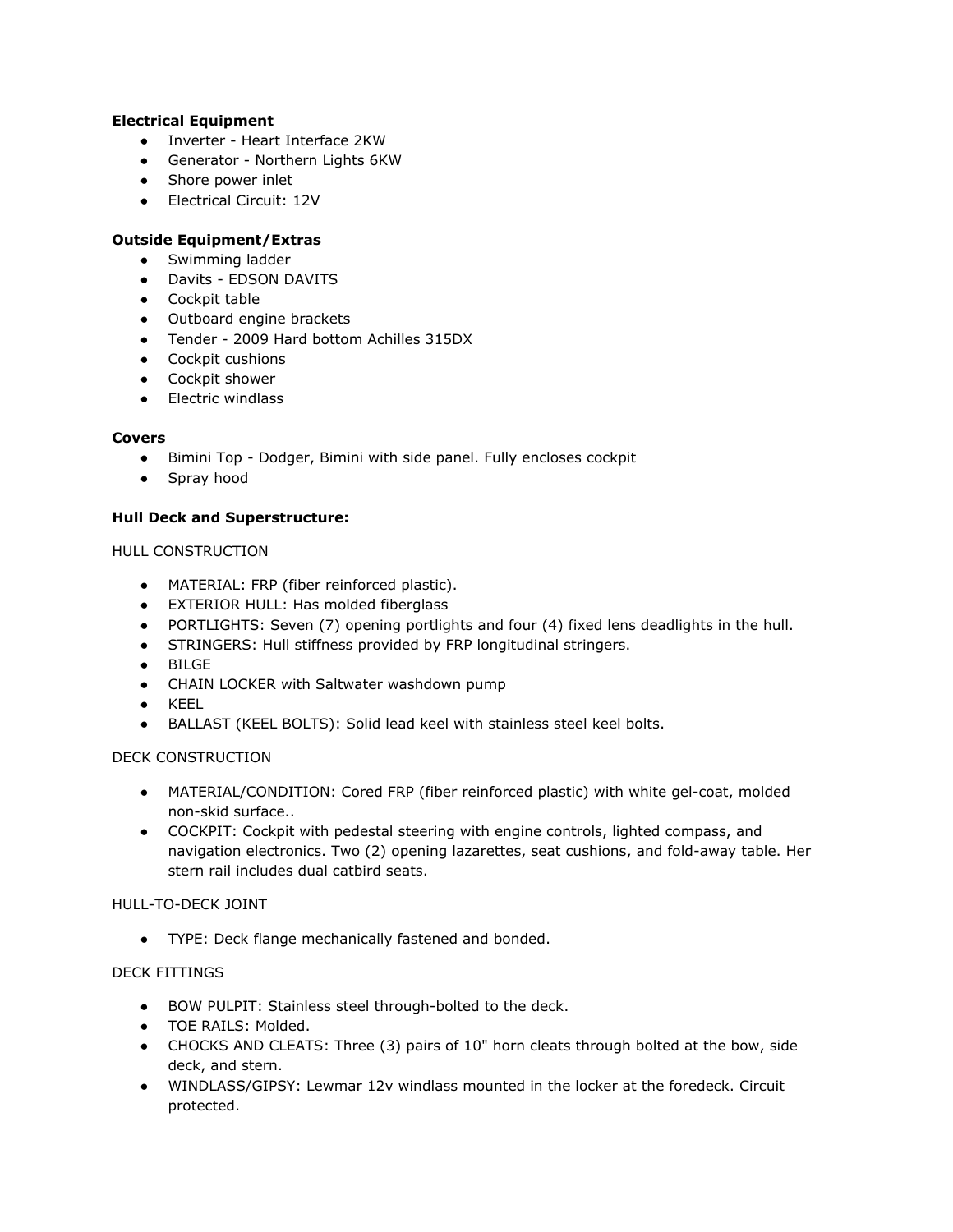**Electrical Equipment**

- Inverter - Heart Interface 2KW
- Generator - Northern Lights 6KW
- Shore power inlet
- Electrical Circuit: 12V

**Outside Equipment/Extras**

- Swimming ladder
- Davits - EDSON DAVITS
- Cockpit table
- Outboard engine brackets
- Tender - 2009 Hard bottom Achilles 315DX
- Cockpit cushions
- Cockpit shower
- Electric windlass

**Covers**

- Bimini Top - Dodger, Bimini with side panel. Fully encloses cockpit
- Spray hood

**Hull Deck and Superstructure:**

HULL CONSTRUCTION

- MATERIAL: FRP (fiber reinforced plastic).
- EXTERIOR HULL: Has molded fiberglass
- PORTLIGHTS: Seven (7) opening portlights and four (4) fixed lens deadlights in the hull.
- STRINGERS: Hull stiffness provided by FRP longitudinal stringers.
- BILGE
- CHAIN LOCKER with Saltwater washdown pump
- KEEL
- BALLAST (KEEL BOLTS): Solid lead keel with stainless steel keel bolts.

DECK CONSTRUCTION

- MATERIAL/CONDITION: Cored FRP (fiber reinforced plastic) with white gel-coat, molded non-skid surface..
- COCKPIT: Cockpit with pedestal steering with engine controls, lighted compass, and navigation electronics. Two (2) opening lazarettes, seat cushions, and fold-away table. Her stern rail includes dual catbird seats.

HULL-TO-DECK JOINT

- TYPE: Deck flange mechanically fastened and bonded.

DECK FITTINGS

- BOW PULPIT: Stainless steel through-bolted to the deck.
- TOE RAILS: Molded.
- CHOCKS AND CLEATS: Three (3) pairs of 10" horn cleats through bolted at the bow, side deck, and stern.
- WINDLASS/GIPSY: Lewmar 12v windlass mounted in the locker at the foredeck. Circuit protected.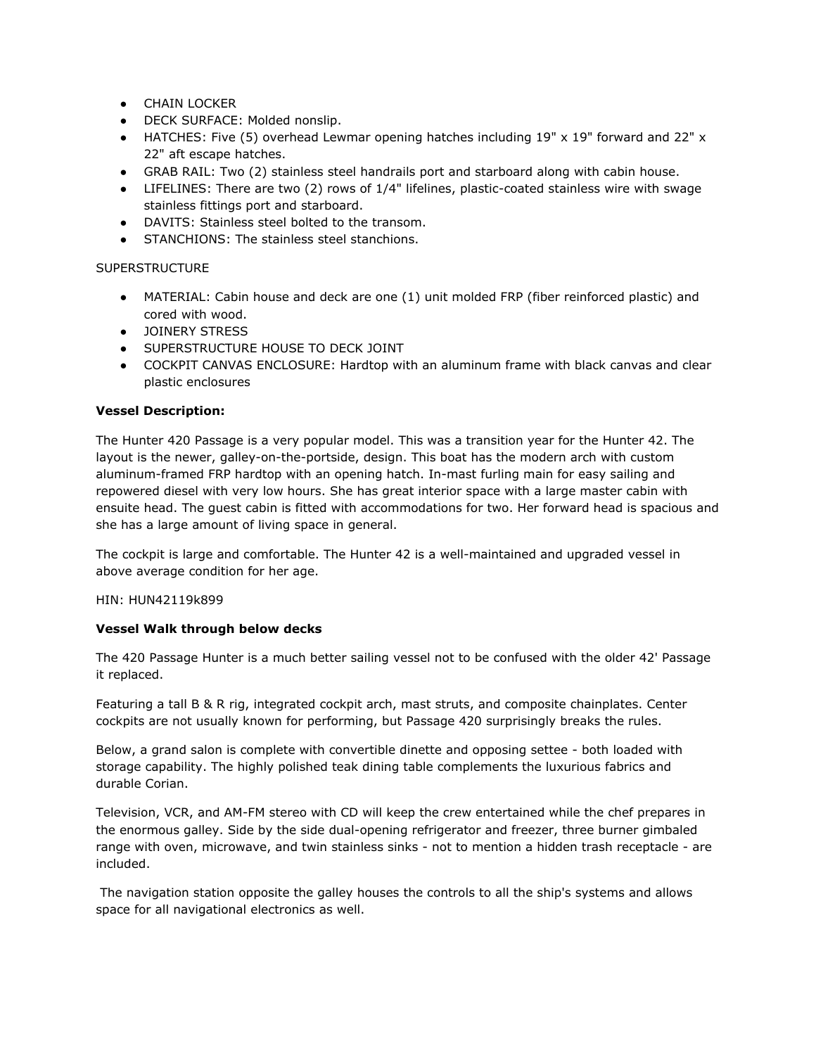- CHAIN LOCKER
- DECK SURFACE: Molded nonslip.
- HATCHES: Five (5) overhead Lewmar opening hatches including 19" x 19" forward and 22" x 22" aft escape hatches.
- GRAB RAIL: Two (2) stainless steel handrails port and starboard along with cabin house.
- LIFELINES: There are two (2) rows of 1/4" lifelines, plastic-coated stainless wire with swage stainless fittings port and starboard.
- DAVITS: Stainless steel bolted to the transom.
- STANCHIONS: The stainless steel stanchions.

SUPERSTRUCTURE

- MATERIAL: Cabin house and deck are one (1) unit molded FRP (fiber reinforced plastic) and cored with wood.
- JOINERY STRESS
- SUPERSTRUCTURE HOUSE TO DECK JOINT
- COCKPIT CANVAS ENCLOSURE: Hardtop with an aluminum frame with black canvas and clear plastic enclosures

**Vessel Description:**

The Hunter 420 Passage is a very popular model. This was a transition year for the Hunter 42. The layout is the newer, galley-on-the-portside, design. This boat has the modern arch with custom aluminum-framed FRP hardtop with an opening hatch. In-mast furling main for easy sailing and repowered diesel with very low hours. She has great interior space with a large master cabin with ensuite head. The guest cabin is fitted with accommodations for two. Her forward head is spacious and she has a large amount of living space in general.

The cockpit is large and comfortable. The Hunter 42 is a well-maintained and upgraded vessel in above average condition for her age.

HIN: HUN42119k899

**Vessel Walk through below decks**

The 420 Passage Hunter is a much better sailing vessel not to be confused with the older 42' Passage it replaced.

Featuring a tall B & R rig, integrated cockpit arch, mast struts, and composite chainplates. Center cockpits are not usually known for performing, but Passage 420 surprisingly breaks the rules.

Below, a grand salon is complete with convertible dinette and opposing settee - both loaded with storage capability. The highly polished teak dining table complements the luxurious fabrics and durable Corian.

Television, VCR, and AM-FM stereo with CD will keep the crew entertained while the chef prepares in the enormous galley. Side by the side dual-opening refrigerator and freezer, three burner gimbaled range with oven, microwave, and twin stainless sinks - not to mention a hidden trash receptacle - are included.

The navigation station opposite the galley houses the controls to all the ship's systems and allows space for all navigational electronics as well.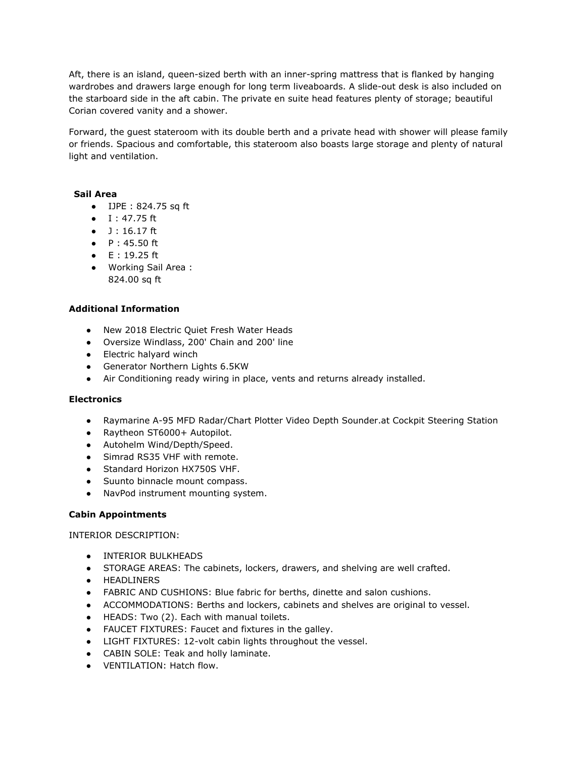Aft, there is an island, queen-sized berth with an inner-spring mattress that is flanked by hanging wardrobes and drawers large enough for long term liveaboards. A slide-out desk is also included on the starboard side in the aft cabin. The private en suite head features plenty of storage; beautiful Corian covered vanity and a shower.

Forward, the guest stateroom with its double berth and a private head with shower will please family or friends. Spacious and comfortable, this stateroom also boasts large storage and plenty of natural light and ventilation.

**Sail Area**

- IJPE : 824.75 sq ft
- I : 47.75 ft
- J : 16.17 ft
- P : 45.50 ft
- E : 19.25 ft
- Working Sail Area : 824.00 sq ft

**Additional Information**

- New 2018 Electric Quiet Fresh Water Heads
- Oversize Windlass, 200' Chain and 200' line
- Electric halyard winch
- Generator Northern Lights 6.5KW
- Air Conditioning ready wiring in place, vents and returns already installed.

**Electronics**

- Raymarine A-95 MFD Radar/Chart Plotter Video Depth Sounder.at Cockpit Steering Station
- Raytheon ST6000+ Autopilot.
- Autohelm Wind/Depth/Speed.
- Simrad RS35 VHF with remote.
- Standard Horizon HX750S VHF.
- Suunto binnacle mount compass.
- NavPod instrument mounting system.

**Cabin Appointments**

INTERIOR DESCRIPTION:

- INTERIOR BULKHEADS
- STORAGE AREAS: The cabinets, lockers, drawers, and shelving are well crafted.
- HEADLINERS
- FABRIC AND CUSHIONS: Blue fabric for berths, dinette and salon cushions.
- ACCOMMODATIONS: Berths and lockers, cabinets and shelves are original to vessel.
- HEADS: Two (2). Each with manual toilets.
- FAUCET FIXTURES: Faucet and fixtures in the galley.
- LIGHT FIXTURES: 12-volt cabin lights throughout the vessel.
- CABIN SOLE: Teak and holly laminate.
- VENTILATION: Hatch flow.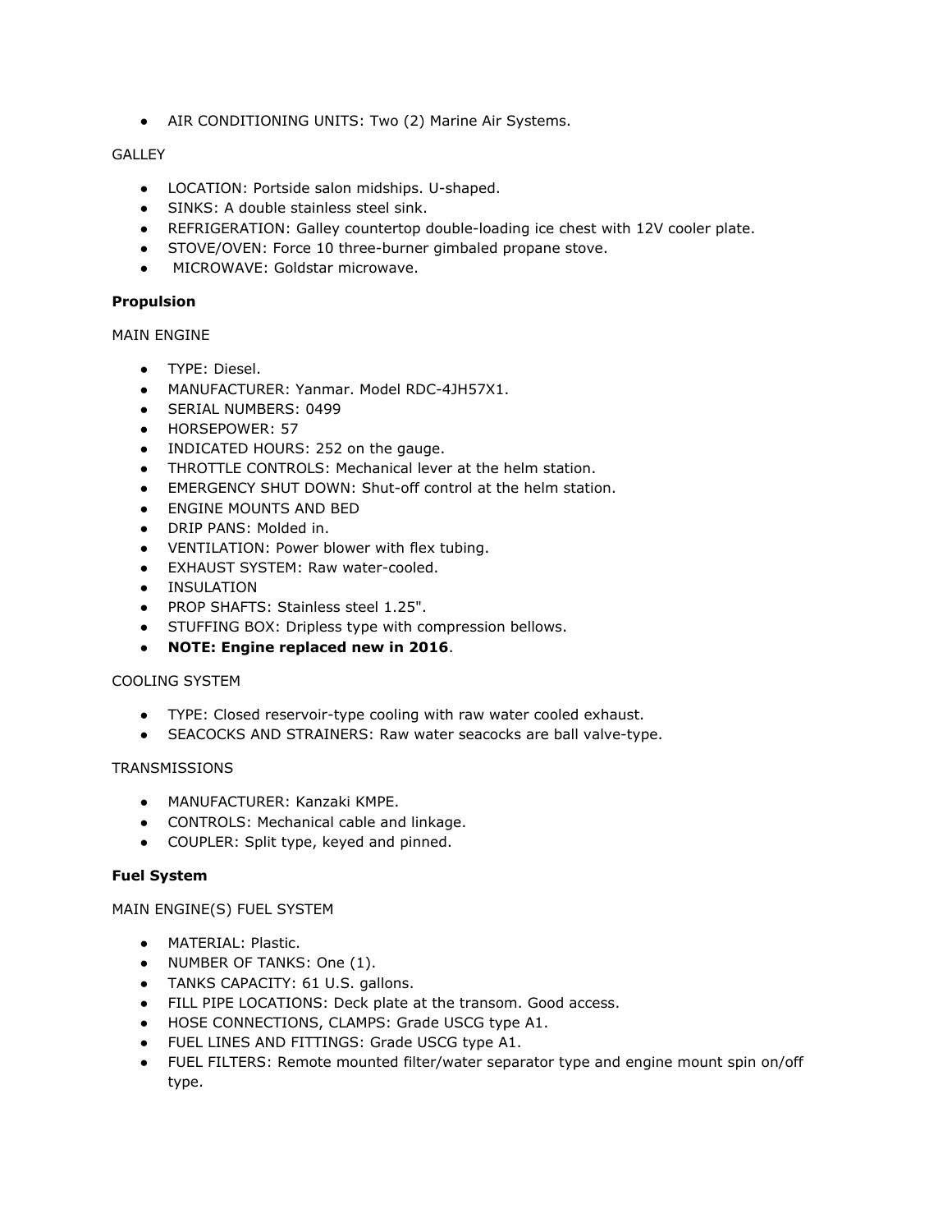- AIR CONDITIONING UNITS: Two (2) Marine Air Systems.

GALLEY

- LOCATION: Portside salon midships. U-shaped.
- SINKS: A double stainless steel sink.
- REFRIGERATION: Galley countertop double-loading ice chest with 12V cooler plate.
- STOVE/OVEN: Force 10 three-burner gimbaled propane stove.
- MICROWAVE: Goldstar microwave.

**Propulsion**

MAIN ENGINE

- TYPE: Diesel.
- MANUFACTURER: Yanmar. Model RDC-4JH57X1.
- SERIAL NUMBERS: 0499
- HORSEPOWER: 57
- INDICATED HOURS: 252 on the gauge.
- THROTTLE CONTROLS: Mechanical lever at the helm station.
- EMERGENCY SHUT DOWN: Shut-off control at the helm station.
- ENGINE MOUNTS AND BED
- DRIP PANS: Molded in.
- VENTILATION: Power blower with flex tubing.
- EXHAUST SYSTEM: Raw water-cooled.
- INSULATION
- PROP SHAFTS: Stainless steel 1.25".
- STUFFING BOX: Dripless type with compression bellows.
- **NOTE: Engine replaced new in 2016**.

COOLING SYSTEM

- TYPE: Closed reservoir-type cooling with raw water cooled exhaust.
- SEACOCKS AND STRAINERS: Raw water seacocks are ball valve-type.

TRANSMISSIONS

- MANUFACTURER: Kanzaki KMPE.
- CONTROLS: Mechanical cable and linkage.
- COUPLER: Split type, keyed and pinned.

**Fuel System**

MAIN ENGINE(S) FUEL SYSTEM

- MATERIAL: Plastic.
- NUMBER OF TANKS: One (1).
- TANKS CAPACITY: 61 U.S. gallons.
- FILL PIPE LOCATIONS: Deck plate at the transom. Good access.
- HOSE CONNECTIONS, CLAMPS: Grade USCG type A1.
- FUEL LINES AND FITTINGS: Grade USCG type A1.
- FUEL FILTERS: Remote mounted filter/water separator type and engine mount spin on/off type.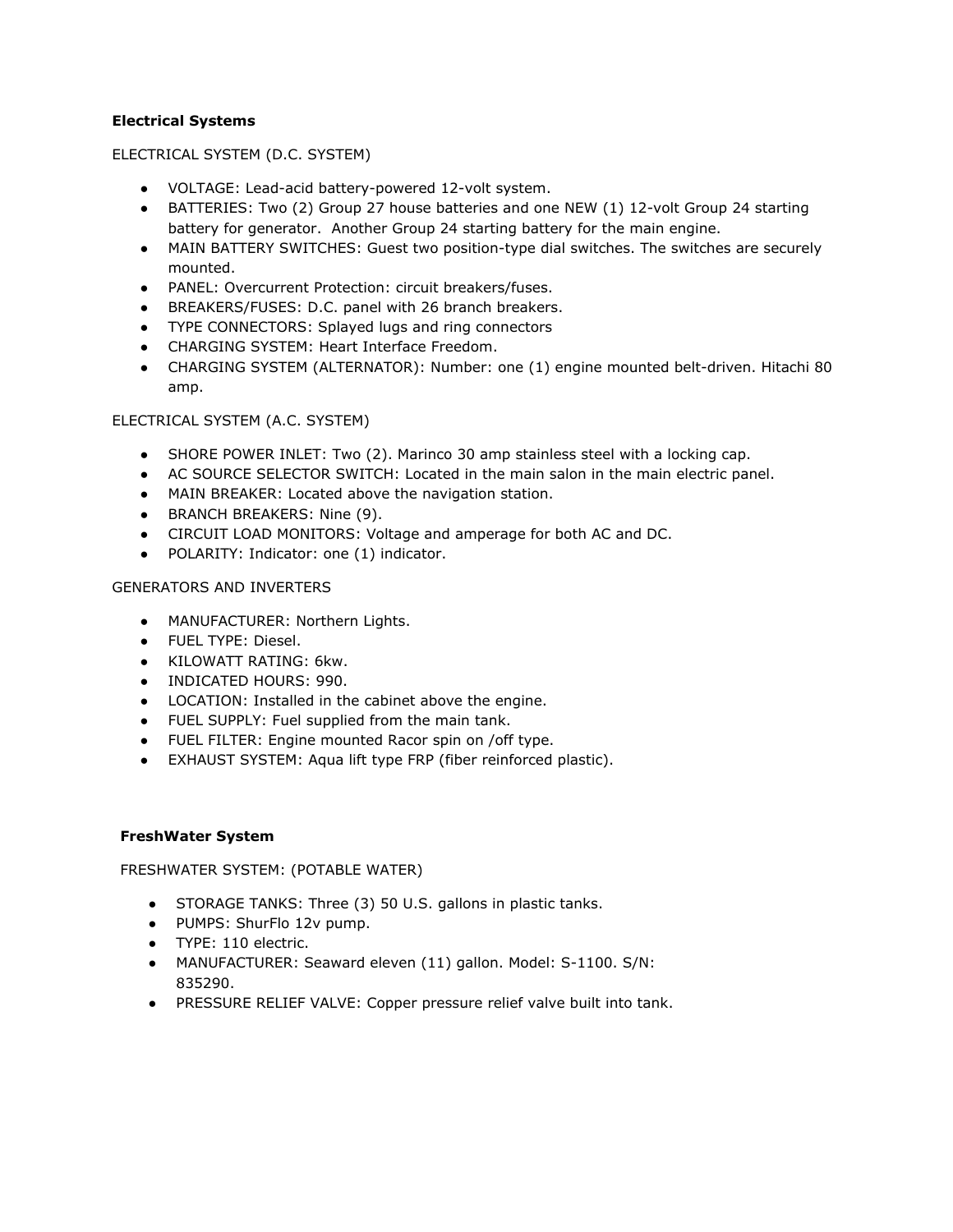**Electrical Systems**

ELECTRICAL SYSTEM (D.C. SYSTEM)

- VOLTAGE: Lead-acid battery-powered 12-volt system.
- BATTERIES: Two (2) Group 27 house batteries and one NEW (1) 12-volt Group 24 starting battery for generator. Another Group 24 starting battery for the main engine.
- MAIN BATTERY SWITCHES: Guest two position-type dial switches. The switches are securely mounted.
- PANEL: Overcurrent Protection: circuit breakers/fuses.
- BREAKERS/FUSES: D.C. panel with 26 branch breakers.
- TYPE CONNECTORS: Splayed lugs and ring connectors
- CHARGING SYSTEM: Heart Interface Freedom.
- CHARGING SYSTEM (ALTERNATOR): Number: one (1) engine mounted belt-driven. Hitachi 80 amp.

ELECTRICAL SYSTEM (A.C. SYSTEM)

- SHORE POWER INLET: Two (2). Marinco 30 amp stainless steel with a locking cap.
- AC SOURCE SELECTOR SWITCH: Located in the main salon in the main electric panel.
- MAIN BREAKER: Located above the navigation station.
- BRANCH BREAKERS: Nine (9).
- CIRCUIT LOAD MONITORS: Voltage and amperage for both AC and DC.
- POLARITY: Indicator: one (1) indicator.

GENERATORS AND INVERTERS

- MANUFACTURER: Northern Lights.
- FUEL TYPE: Diesel.
- KILOWATT RATING: 6kw.
- INDICATED HOURS: 990.
- LOCATION: Installed in the cabinet above the engine.
- FUEL SUPPLY: Fuel supplied from the main tank.
- FUEL FILTER: Engine mounted Racor spin on /off type.
- EXHAUST SYSTEM: Aqua lift type FRP (fiber reinforced plastic).

**FreshWater System**

FRESHWATER SYSTEM: (POTABLE WATER)

- STORAGE TANKS: Three (3) 50 U.S. gallons in plastic tanks.
- PUMPS: ShurFlo 12v pump.
- TYPE: 110 electric.
- MANUFACTURER: Seaward eleven (11) gallon. Model: S-1100. S/N: 835290.
- PRESSURE RELIEF VALVE: Copper pressure relief valve built into tank.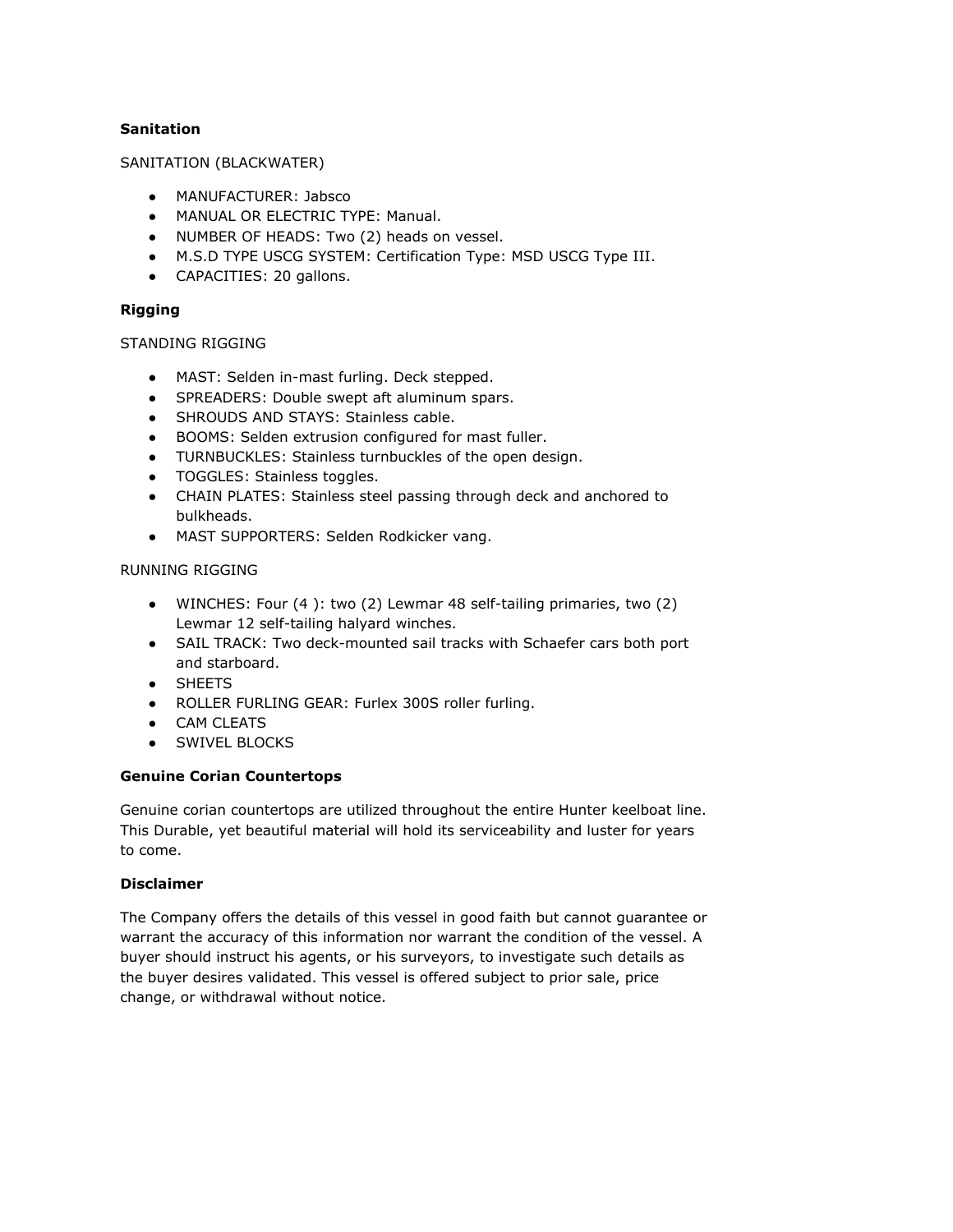**Sanitation**

SANITATION (BLACKWATER)

- MANUFACTURER: Jabsco
- MANUAL OR ELECTRIC TYPE: Manual.
- NUMBER OF HEADS: Two (2) heads on vessel.
- M.S.D TYPE USCG SYSTEM: Certification Type: MSD USCG Type III.
- CAPACITIES: 20 gallons.

**Rigging**

STANDING RIGGING

- MAST: Selden in-mast furling. Deck stepped.
- SPREADERS: Double swept aft aluminum spars.
- SHROUDS AND STAYS: Stainless cable.
- BOOMS: Selden extrusion configured for mast fuller.
- TURNBUCKLES: Stainless turnbuckles of the open design.
- TOGGLES: Stainless toggles.
- CHAIN PLATES: Stainless steel passing through deck and anchored to bulkheads.
- MAST SUPPORTERS: Selden Rodkicker vang.

RUNNING RIGGING

- WINCHES: Four (4 ): two (2) Lewmar 48 self-tailing primaries, two (2) Lewmar 12 self-tailing halyard winches.
- SAIL TRACK: Two deck-mounted sail tracks with Schaefer cars both port and starboard.
- SHEETS
- ROLLER FURLING GEAR: Furlex 300S roller furling.
- CAM CLEATS
- SWIVEL BLOCKS

**Genuine Corian Countertops**

Genuine corian countertops are utilized throughout the entire Hunter keelboat line. This Durable, yet beautiful material will hold its serviceability and luster for years to come.

**Disclaimer**

The Company offers the details of this vessel in good faith but cannot guarantee or warrant the accuracy of this information nor warrant the condition of the vessel. A buyer should instruct his agents, or his surveyors, to investigate such details as the buyer desires validated. This vessel is offered subject to prior sale, price change, or withdrawal without notice.